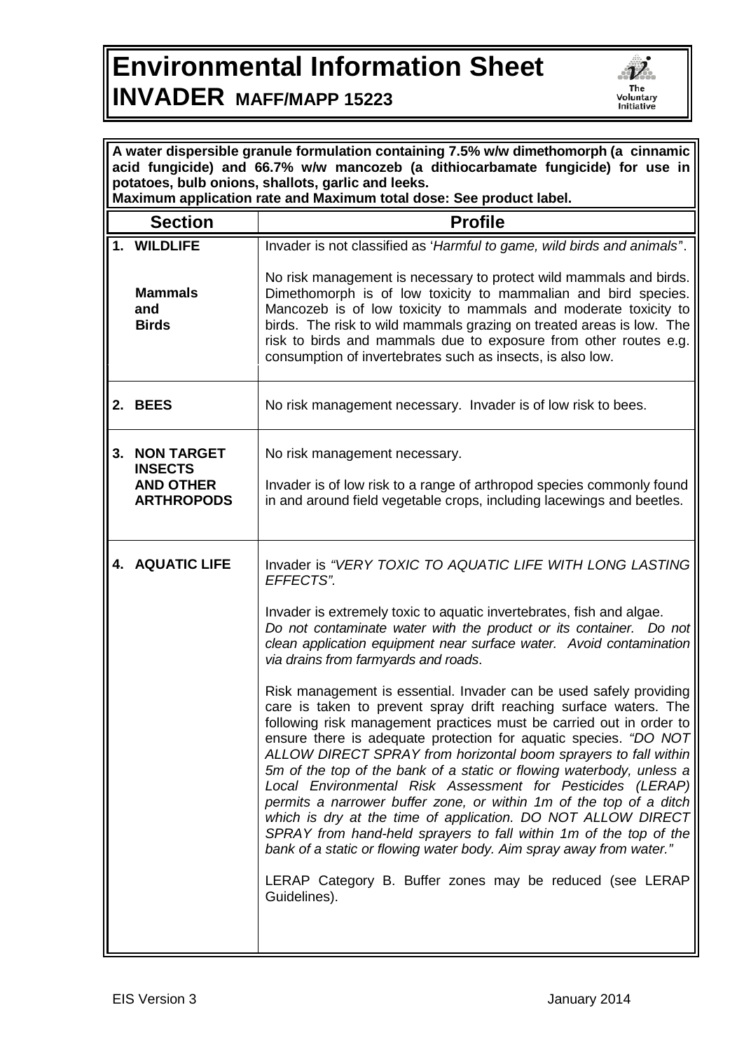# Environmental Information Sheet

# INVADER MAFF/MAPP 15223

**A water dispersible granule formulation containing 7.5% w/w dimethomorph (a cinnamic acid fungicide) and 66.7% w/w mancozeb (a dithiocarbamate fungicide) for use in potatoes, bulb onions, shallots, garlic and leeks.**
**Maximum application rate and Maximum total dose: See product label.**

| Section | Profile |
|---|---|
| **1. WILDLIFE**<br><br>**Mammals and Birds** | Invader is not classified as '*Harmful to game, wild birds and animals*'.<br><br>No risk management is necessary to protect wild mammals and birds. Dimethomorph is of low toxicity to mammalian and bird species. Mancozeb is of low toxicity to mammals and moderate toxicity to birds. The risk to wild mammals grazing on treated areas is low. The risk to birds and mammals due to exposure from other routes e.g. consumption of invertebrates such as insects, is also low. |
| **2. BEES** | No risk management necessary. Invader is of low risk to bees. |
| **3. NON TARGET INSECTS AND OTHER ARTHROPODS** | No risk management necessary.<br><br>Invader is of low risk to a range of arthropod species commonly found in and around field vegetable crops, including lacewings and beetles. |
| **4. AQUATIC LIFE** | Invader is *"VERY TOXIC TO AQUATIC LIFE WITH LONG LASTING EFFECTS"*.<br><br>Invader is extremely toxic to aquatic invertebrates, fish and algae. *Do not contaminate water with the product or its container. Do not clean application equipment near surface water. Avoid contamination via drains from farmyards and roads*.<br><br>Risk management is essential. Invader can be used safely providing care is taken to prevent spray drift reaching surface waters. The following risk management practices must be carried out in order to ensure there is adequate protection for aquatic species. *"DO NOT ALLOW DIRECT SPRAY from horizontal boom sprayers to fall within 5m of the top of the bank of a static or flowing waterbody, unless a Local Environmental Risk Assessment for Pesticides (LERAP) permits a narrower buffer zone, or within 1m of the top of a ditch which is dry at the time of application. DO NOT ALLOW DIRECT SPRAY from hand-held sprayers to fall within 1m of the top of the bank of a static or flowing water body. Aim spray away from water."*<br><br>LERAP Category B. Buffer zones may be reduced (see LERAP Guidelines). |

EIS Version 3 January 2014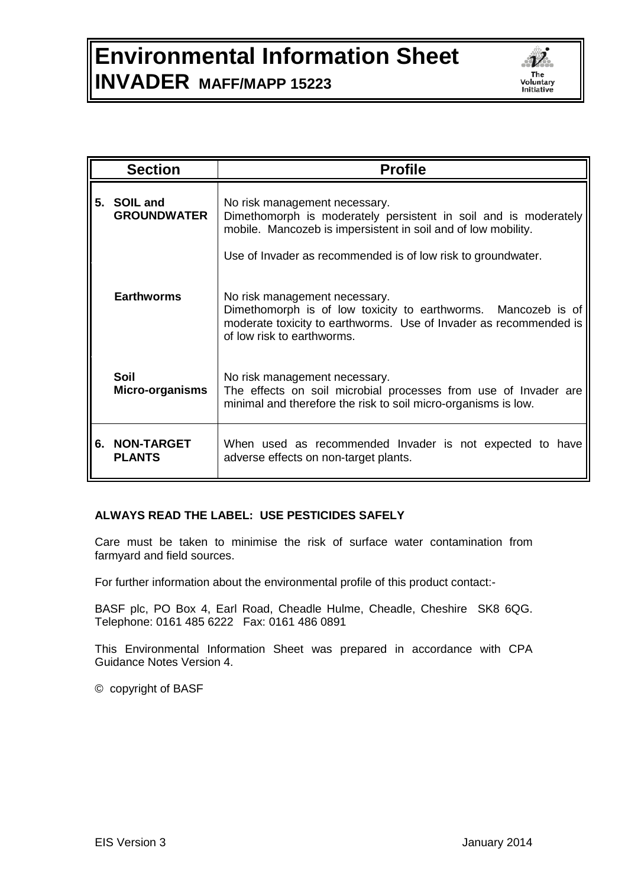# Environmental Information Sheet
## INVADER MAFF/MAPP 15223

| Section | Profile |
|---|---|
| **5. SOIL and GROUNDWATER** | No risk management necessary.<br>Dimethomorph is moderately persistent in soil and is moderately mobile. Mancozeb is impersistent in soil and of low mobility.<br><br>Use of Invader as recommended is of low risk to groundwater. |
| **Earthworms** | No risk management necessary.<br>Dimethomorph is of low toxicity to earthworms. Mancozeb is of moderate toxicity to earthworms. Use of Invader as recommended is of low risk to earthworms. |
| **Soil Micro-organisms** | No risk management necessary.<br>The effects on soil microbial processes from use of Invader are minimal and therefore the risk to soil micro-organisms is low. |
| **6. NON-TARGET PLANTS** | When used as recommended Invader is not expected to have adverse effects on non-target plants. |

**ALWAYS READ THE LABEL: USE PESTICIDES SAFELY**

Care must be taken to minimise the risk of surface water contamination from farmyard and field sources.

For further information about the environmental profile of this product contact:-

BASF plc, PO Box 4, Earl Road, Cheadle Hulme, Cheadle, Cheshire SK8 6QG.
Telephone: 0161 485 6222 Fax: 0161 486 0891

This Environmental Information Sheet was prepared in accordance with CPA Guidance Notes Version 4.

© copyright of BASF

EIS Version 3 January 2014